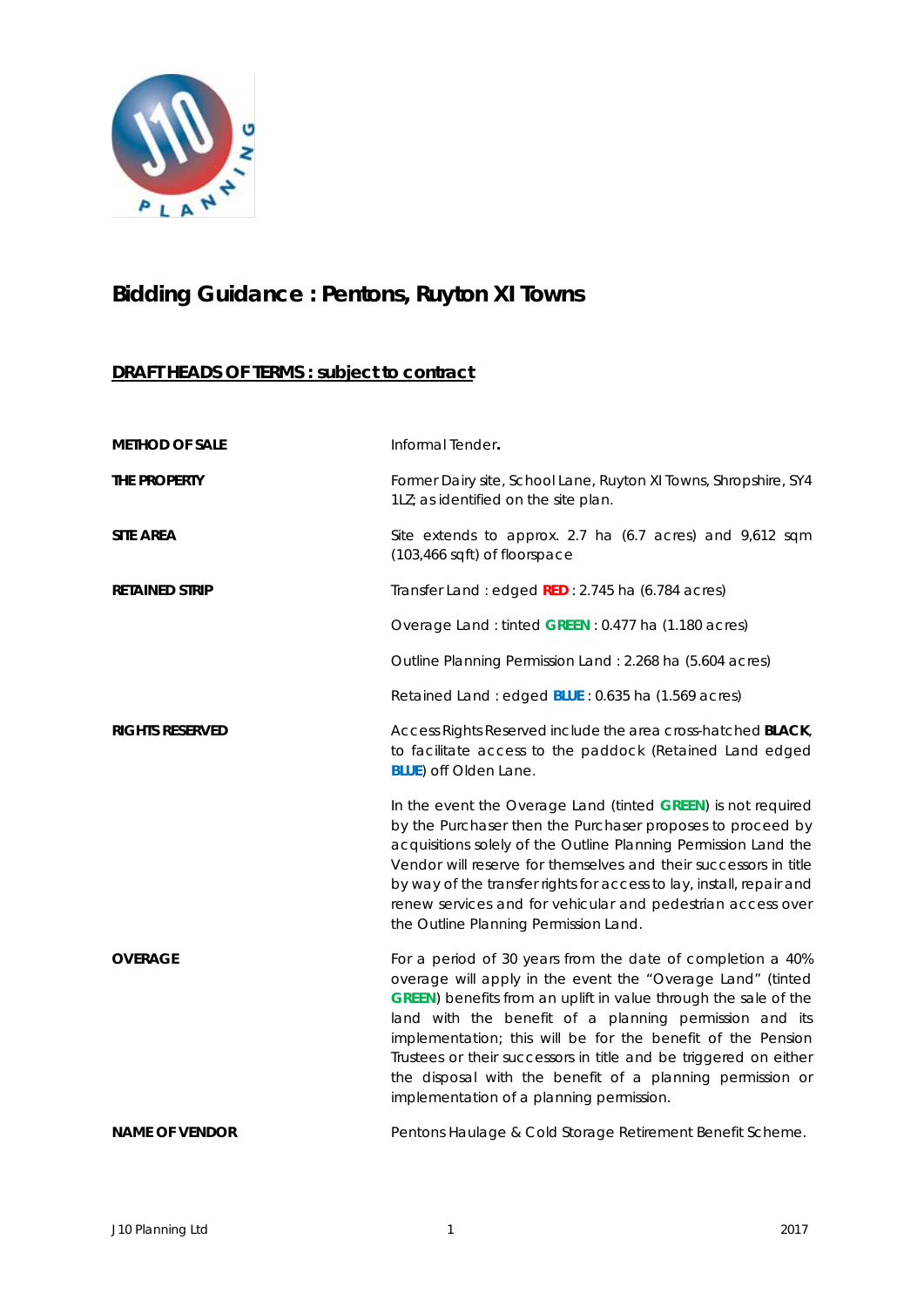# Bidding Guidance : Pentons, Ruyton XI Towns

## DRAFT HEADS OF TERMS : subject to contract

**METHOD OF SALE**

Informal Tender.

**THE PROPERTY**

Former Dairy site, School Lane, Ruyton XI Towns, Shropshire, SY4 1LZ; as identified on the site plan.

**SITE AREA**

Site extends to approx. 2.7 ha (6.7 acres) and 9,612 sqm (103,466 sqft) of floorspace

**RETAINED STRIP**

Transfer Land : edged **RED** : 2.745 ha (6.784 acres)

Overage Land : tinted **GREEN** : 0.477 ha (1.180 acres)

Outline Planning Permission Land : 2.268 ha (5.604 acres)

Retained Land : edged **BLUE** : 0.635 ha (1.569 acres)

**RIGHTS RESERVED**

Access Rights Reserved include the area cross-hatched **BLACK**, to facilitate access to the paddock (Retained Land edged **BLUE**) off Olden Lane.

In the event the Overage Land (tinted **GREEN**) is not required by the Purchaser then the Purchaser proposes to proceed by acquisitions solely of the Outline Planning Permission Land the Vendor will reserve for themselves and their successors in title by way of the transfer rights for access to lay, install, repair and renew services and for vehicular and pedestrian access over the Outline Planning Permission Land.

**OVERAGE**

For a period of 30 years from the date of completion a 40% overage will apply in the event the "Overage Land" (tinted **GREEN**) benefits from an uplift in value through the sale of the land with the benefit of a planning permission and its implementation; this will be for the benefit of the Pension Trustees or their successors in title and be triggered on either the disposal with the benefit of a planning permission or implementation of a planning permission.

**NAME OF VENDOR**

Pentons Haulage & Cold Storage Retirement Benefit Scheme.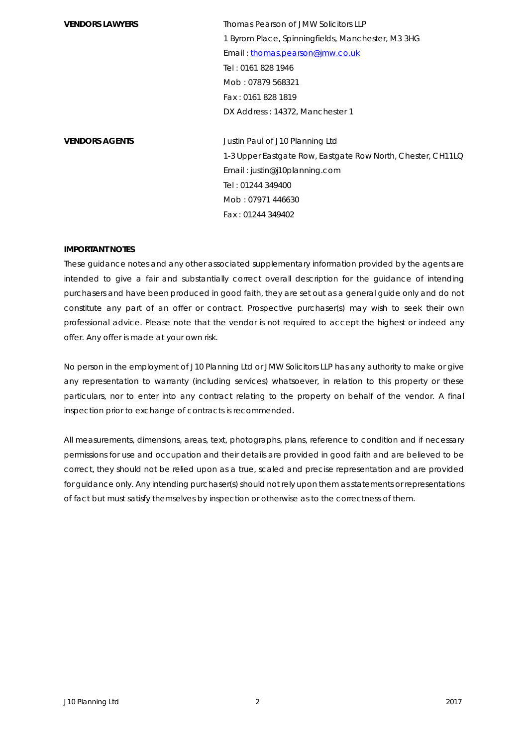| **VENDORS LAWYERS** | Thomas Pearson of JMW Solicitors LLP |
| --- | --- |
| | 1 Byrom Place, Spinningfields, Manchester, M3 3HG |
| | Email : thomas.pearson@jmw.co.uk |
| | Tel : 0161 828 1946 |
| | Mob : 07879 568321 |
| | Fax : 0161 828 1819 |
| | DX Address : 14372, Manchester 1 |
| **VENDORS AGENTS** | Justin Paul of J10 Planning Ltd |
| | 1-3 Upper Eastgate Row, Eastgate Row North, Chester, CH11LQ |
| | Email : justin@j10planning.com |
| | Tel : 01244 349400 |
| | Mob : 07971 446630 |
| | Fax : 01244 349402 |

**IMPORTANT NOTES**

These guidance notes and any other associated supplementary information provided by the agents are intended to give a fair and substantially correct overall description for the guidance of intending purchasers and have been produced in good faith, they are set out as a general guide only and do not constitute any part of an offer or contract. Prospective purchaser(s) may wish to seek their own professional advice. Please note that the vendor is not required to accept the highest or indeed any offer. Any offer is made at your own risk.

No person in the employment of J10 Planning Ltd or JMW Solicitors LLP has any authority to make or give any representation to warranty (including services) whatsoever, in relation to this property or these particulars, nor to enter into any contract relating to the property on behalf of the vendor. A final inspection prior to exchange of contracts is recommended.

All measurements, dimensions, areas, text, photographs, plans, reference to condition and if necessary permissions for use and occupation and their details are provided in good faith and are believed to be correct, they should not be relied upon as a true, scaled and precise representation and are provided for guidance only. Any intending purchaser(s) should not rely upon them as statements or representations of fact but must satisfy themselves by inspection or otherwise as to the correctness of them.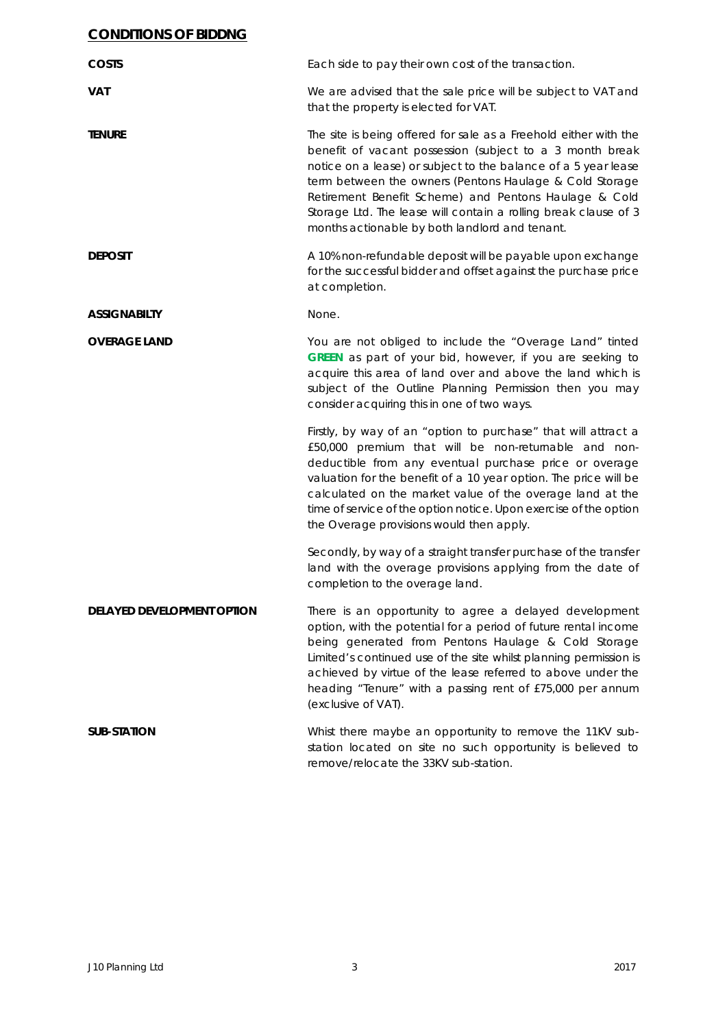## CONDITIONS OF BIDDNG

**COSTS**

Each side to pay their own cost of the transaction.

**VAT**

We are advised that the sale price will be subject to VAT and that the property is elected for VAT.

**TENURE**

The site is being offered for sale as a Freehold either with the benefit of vacant possession (subject to a 3 month break notice on a lease) or subject to the balance of a 5 year lease term between the owners (Pentons Haulage & Cold Storage Retirement Benefit Scheme) and Pentons Haulage & Cold Storage Ltd. The lease will contain a rolling break clause of 3 months actionable by both landlord and tenant.

**DEPOSIT**

A 10% non-refundable deposit will be payable upon exchange for the successful bidder and offset against the purchase price at completion.

**ASSIGNABILTY**

None.

**OVERAGE LAND**

You are not obliged to include the "Overage Land" tinted **GREEN** as part of your bid, however, if you are seeking to acquire this area of land over and above the land which is subject of the Outline Planning Permission then you may consider acquiring this in one of two ways.

Firstly, by way of an "option to purchase" that will attract a £50,000 premium that will be non-returnable and non-deductible from any eventual purchase price or overage valuation for the benefit of a 10 year option. The price will be calculated on the market value of the overage land at the time of service of the option notice. Upon exercise of the option the Overage provisions would then apply.

Secondly, by way of a straight transfer purchase of the transfer land with the overage provisions applying from the date of completion to the overage land.

**DELAYED DEVELOPMENT OPTION**

There is an opportunity to agree a delayed development option, with the potential for a period of future rental income being generated from Pentons Haulage & Cold Storage Limited's continued use of the site whilst planning permission is achieved by virtue of the lease referred to above under the heading "Tenure" with a passing rent of £75,000 per annum (exclusive of VAT).

**SUB-STATION**

Whist there maybe an opportunity to remove the 11KV sub-station located on site no such opportunity is believed to remove/relocate the 33KV sub-station.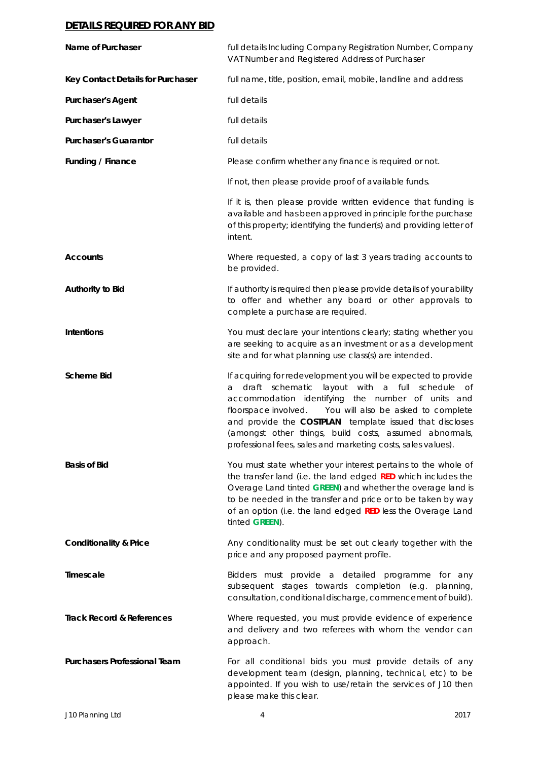## DETAILS REQUIRED FOR ANY BID

| | |
|---|---|
| **Name of Purchaser** | full details Including Company Registration Number, Company VAT Number and Registered Address of Purchaser |
| **Key Contact Details for Purchaser** | full name, title, position, email, mobile, landline and address |
| **Purchaser's Agent** | full details |
| **Purchaser's Lawyer** | full details |
| **Purchaser's Guarantor** | full details |
| **Funding / Finance** | Please confirm whether any finance is required or not.<br><br>If not, then please provide proof of available funds.<br><br>If it is, then please provide written evidence that funding is available and has been approved in principle for the purchase of this property; identifying the funder(s) and providing letter of intent. |
| **Accounts** | Where requested, a copy of last 3 years trading accounts to be provided. |
| **Authority to Bid** | If authority is required then please provide details of your ability to offer and whether any board or other approvals to complete a purchase are required. |
| **Intentions** | You must declare your intentions clearly; stating whether you are seeking to acquire as an investment or as a development site and for what planning use class(s) are intended. |
| **Scheme Bid** | If acquiring for redevelopment you will be expected to provide a draft schematic layout with a full schedule of accommodation identifying the number of units and floorspace involved. You will also be asked to complete and provide the **COSTPLAN** template issued that discloses (amongst other things, build costs, assumed abnormals, professional fees, sales and marketing costs, sales values). |
| **Basis of Bid** | You must state whether your interest pertains to the whole of the transfer land (i.e. the land edged **RED** which includes the Overage Land tinted **GREEN**) and whether the overage land is to be needed in the transfer and price or to be taken by way of an option (i.e. the land edged **RED** less the Overage Land tinted **GREEN**). |
| **Conditionality & Price** | Any conditionality must be set out clearly together with the price and any proposed payment profile. |
| **Timescale** | Bidders must provide a detailed programme for any subsequent stages towards completion (e.g. planning, consultation, conditional discharge, commencement of build). |
| **Track Record & References** | Where requested, you must provide evidence of experience and delivery and two referees with whom the vendor can approach. |
| **Purchasers Professional Team** | For all conditional bids you must provide details of any development team (design, planning, technical, etc) to be appointed. If you wish to use/retain the services of J10 then please make this clear. |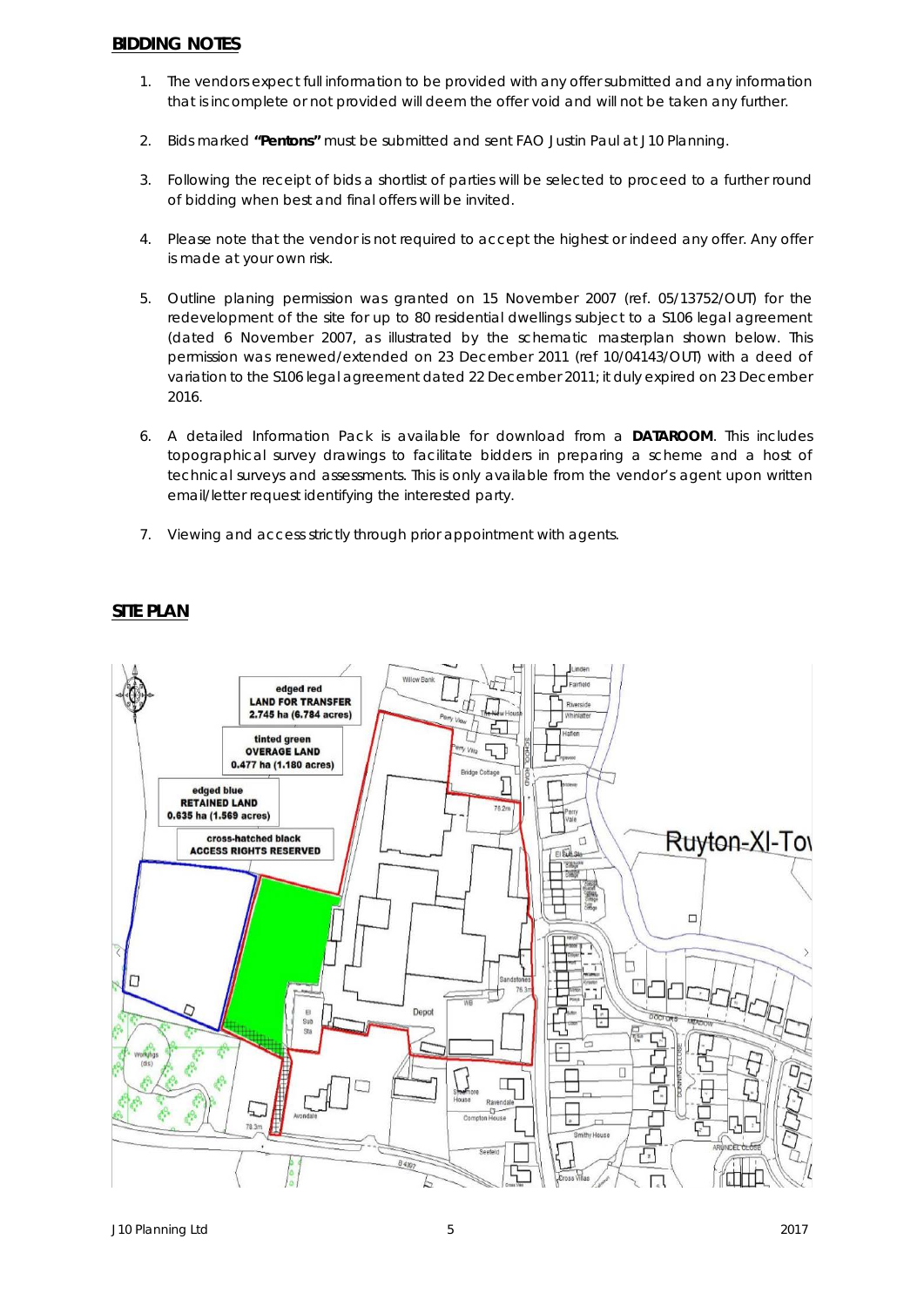## BIDDING NOTES

1. The vendors expect full information to be provided with any offer submitted and any information that is incomplete or not provided will deem the offer void and will not be taken any further.

2. Bids marked **"Pentons"** must be submitted and sent FAO Justin Paul at J10 Planning.

3. Following the receipt of bids a shortlist of parties will be selected to proceed to a further round of bidding when best and final offers will be invited.

4. Please note that the vendor is not required to accept the highest or indeed any offer. Any offer is made at your own risk.

5. Outline planing permission was granted on 15 November 2007 (ref. 05/13752/OUT) for the redevelopment of the site for up to 80 residential dwellings subject to a S106 legal agreement (dated 6 November 2007, as illustrated by the schematic masterplan shown below. This permission was renewed/extended on 23 December 2011 (ref 10/04143/OUT) with a deed of variation to the S106 legal agreement dated 22 December 2011; it duly expired on 23 December 2016.

6. A detailed Information Pack is available for download from a **DATAROOM**. This includes topographical survey drawings to facilitate bidders in preparing a scheme and a host of technical surveys and assessments. This is only available from the vendor's agent upon written email/letter request identifying the interested party.

7. Viewing and access strictly through prior appointment with agents.

## SITE PLAN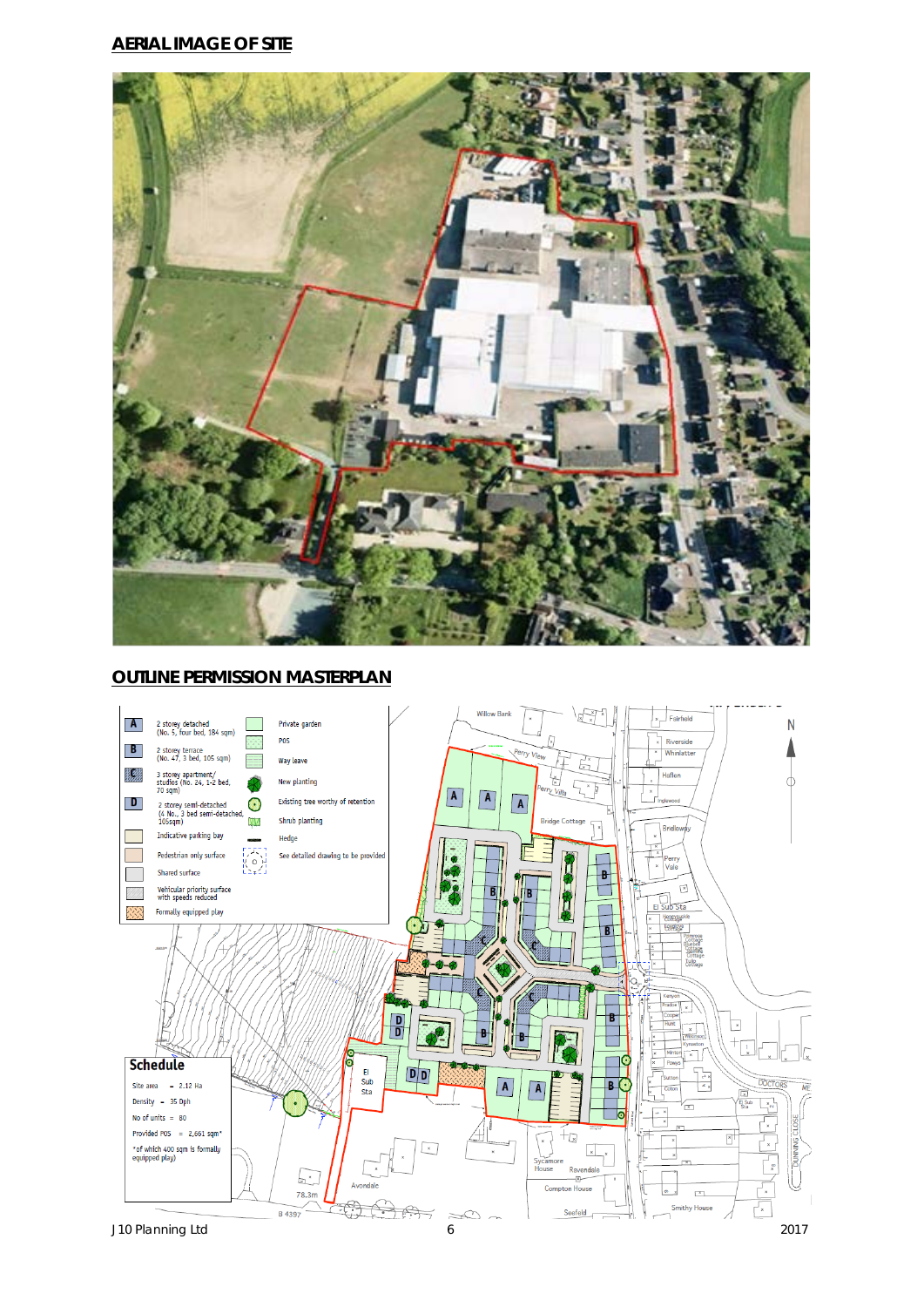## AERIAL IMAGE OF SITE

## OUTLINE PERMISSION MASTERPLAN

| | | | |
|---|---|---|---|
| A | 2 storey detached (No. 5, four bed, 184 sqm) | | Private garden |
| B | 2 storey terrace (No. 47, 3 bed, 105 sqm) | | POS |
| C | 3 storey apartment/ studios (No. 24, 1-2 bed, 70 sqm) | | Way leave |
| D | 2 storey semi-detached (4 No., 3 bed semi-detached, 105sqm) | | New planting |
| | Indicative parking bay | | Existing tree worthy of retention |
| | Pedestrian only surface | | Shrub planting |
| | Shared surface | | Hedge |
| | Vehicular priority surface with speeds reduced | | See detailed drawing to be provided |
| | Formally equipped play | | |

**Schedule**

Site area = 2.12 Ha

Density = 35 Dph

No of units = 80

Provided POS = 2,661 sqm*

*of which 400 sqm is formally equipped play)